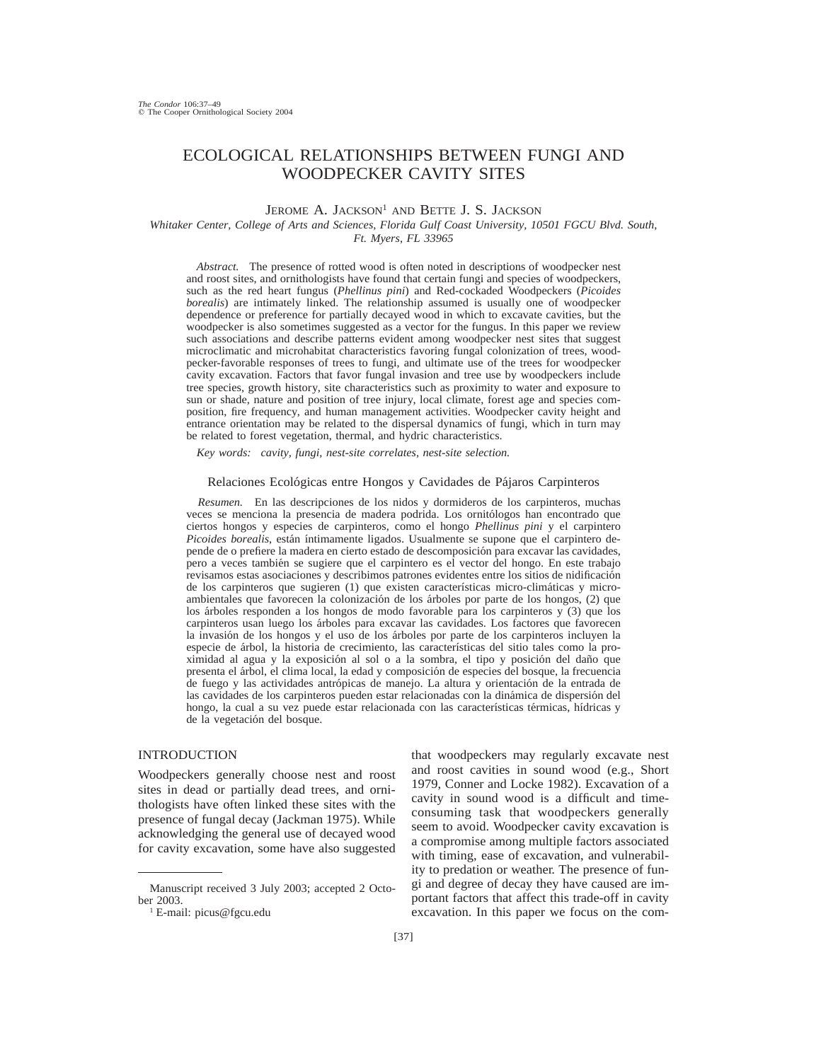# ECOLOGICAL RELATIONSHIPS BETWEEN FUNGI AND WOODPECKER CAVITY SITES

JEROME A. JACKSON[1] AND BETTE J. S. JACKSON

*Whitaker Center, College of Arts and Sciences, Florida Gulf Coast University, 10501 FGCU Blvd. South, Ft. Myers, FL 33965*

*Abstract.* The presence of rotted wood is often noted in descriptions of woodpecker nest and roost sites, and ornithologists have found that certain fungi and species of woodpeckers, such as the red heart fungus (*Phellinus pini*) and Red-cockaded Woodpeckers (*Picoides borealis*) are intimately linked. The relationship assumed is usually one of woodpecker dependence or preference for partially decayed wood in which to excavate cavities, but the woodpecker is also sometimes suggested as a vector for the fungus. In this paper we review such associations and describe patterns evident among woodpecker nest sites that suggest microclimatic and microhabitat characteristics favoring fungal colonization of trees, woodpecker-favorable responses of trees to fungi, and ultimate use of the trees for woodpecker cavity excavation. Factors that favor fungal invasion and tree use by woodpeckers include tree species, growth history, site characteristics such as proximity to water and exposure to sun or shade, nature and position of tree injury, local climate, forest age and species composition, fire frequency, and human management activities. Woodpecker cavity height and entrance orientation may be related to the dispersal dynamics of fungi, which in turn may be related to forest vegetation, thermal, and hydric characteristics.

*Key words:* *cavity, fungi, nest-site correlates, nest-site selection.*

## Relaciones Ecológicas entre Hongos y Cavidades de Pájaros Carpinteros

*Resumen.* En las descripciones de los nidos y dormideros de los carpinteros, muchas veces se menciona la presencia de madera podrida. Los ornitólogos han encontrado que ciertos hongos y especies de carpinteros, como el hongo *Phellinus pini* y el carpintero *Picoides borealis*, están íntimamente ligados. Usualmente se supone que el carpintero depende de o prefiere la madera en cierto estado de descomposición para excavar las cavidades, pero a veces también se sugiere que el carpintero es el vector del hongo. En este trabajo revisamos estas asociaciones y describimos patrones evidentes entre los sitios de nidificación de los carpinteros que sugieren (1) que existen características micro-climáticas y micro-ambientales que favorecen la colonización de los árboles por parte de los hongos, (2) que los árboles responden a los hongos de modo favorable para los carpinteros y (3) que los carpinteros usan luego los árboles para excavar las cavidades. Los factores que favorecen la invasión de los hongos y el uso de los árboles por parte de los carpinteros incluyen la especie de árbol, la historia de crecimiento, las características del sitio tales como la proximidad al agua y la exposición al sol o a la sombra, el tipo y posición del daño que presenta el árbol, el clima local, la edad y composición de especies del bosque, la frecuencia de fuego y las actividades antrópicas de manejo. La altura y orientación de la entrada de las cavidades de los carpinteros pueden estar relacionadas con la dinámica de dispersión del hongo, la cual a su vez puede estar relacionada con las características térmicas, hídricas y de la vegetación del bosque.

## INTRODUCTION

Woodpeckers generally choose nest and roost sites in dead or partially dead trees, and ornithologists have often linked these sites with the presence of fungal decay (Jackman 1975). While acknowledging the general use of decayed wood for cavity excavation, some have also suggested that woodpeckers may regularly excavate nest and roost cavities in sound wood (e.g., Short 1979, Conner and Locke 1982). Excavation of a cavity in sound wood is a difficult and time-consuming task that woodpeckers generally seem to avoid. Woodpecker cavity excavation is a compromise among multiple factors associated with timing, ease of excavation, and vulnerability to predation or weather. The presence of fungi and degree of decay they have caused are important factors that affect this trade-off in cavity excavation. In this paper we focus on the com-

---

Manuscript received 3 July 2003; accepted 2 October 2003.

[1] E-mail: picus@fgcu.edu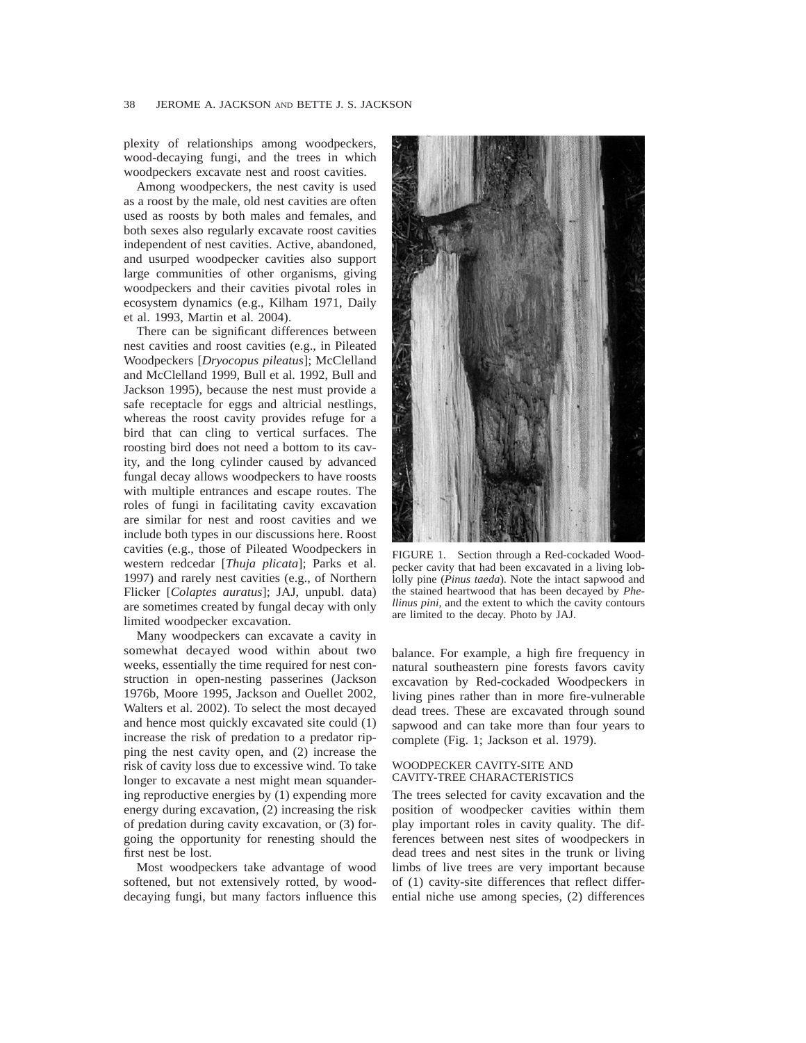plexity of relationships among woodpeckers, wood-decaying fungi, and the trees in which woodpeckers excavate nest and roost cavities.

Among woodpeckers, the nest cavity is used as a roost by the male, old nest cavities are often used as roosts by both males and females, and both sexes also regularly excavate roost cavities independent of nest cavities. Active, abandoned, and usurped woodpecker cavities also support large communities of other organisms, giving woodpeckers and their cavities pivotal roles in ecosystem dynamics (e.g., Kilham 1971, Daily et al. 1993, Martin et al. 2004).

There can be significant differences between nest cavities and roost cavities (e.g., in Pileated Woodpeckers [*Dryocopus pileatus*]; McClelland and McClelland 1999, Bull et al. 1992, Bull and Jackson 1995), because the nest must provide a safe receptacle for eggs and altricial nestlings, whereas the roost cavity provides refuge for a bird that can cling to vertical surfaces. The roosting bird does not need a bottom to its cavity, and the long cylinder caused by advanced fungal decay allows woodpeckers to have roosts with multiple entrances and escape routes. The roles of fungi in facilitating cavity excavation are similar for nest and roost cavities and we include both types in our discussions here. Roost cavities (e.g., those of Pileated Woodpeckers in western redcedar [*Thuja plicata*]; Parks et al. 1997) and rarely nest cavities (e.g., of Northern Flicker [*Colaptes auratus*]; JAJ, unpubl. data) are sometimes created by fungal decay with only limited woodpecker excavation.

Many woodpeckers can excavate a cavity in somewhat decayed wood within about two weeks, essentially the time required for nest construction in open-nesting passerines (Jackson 1976b, Moore 1995, Jackson and Ouellet 2002, Walters et al. 2002). To select the most decayed and hence most quickly excavated site could (1) increase the risk of predation to a predator ripping the nest cavity open, and (2) increase the risk of cavity loss due to excessive wind. To take longer to excavate a nest might mean squandering reproductive energies by (1) expending more energy during excavation, (2) increasing the risk of predation during cavity excavation, or (3) forgoing the opportunity for renesting should the first nest be lost.

Most woodpeckers take advantage of wood softened, but not extensively rotted, by wood-decaying fungi, but many factors influence this balance. For example, a high fire frequency in natural southeastern pine forests favors cavity excavation by Red-cockaded Woodpeckers in living pines rather than in more fire-vulnerable dead trees. These are excavated through sound sapwood and can take more than four years to complete (Fig. 1; Jackson et al. 1979).

FIGURE 1. Section through a Red-cockaded Woodpecker cavity that had been excavated in a living loblolly pine (*Pinus taeda*). Note the intact sapwood and the stained heartwood that has been decayed by *Phellinus pini*, and the extent to which the cavity contours are limited to the decay. Photo by JAJ.

## WOODPECKER CAVITY-SITE AND CAVITY-TREE CHARACTERISTICS

The trees selected for cavity excavation and the position of woodpecker cavities within them play important roles in cavity quality. The differences between nest sites of woodpeckers in dead trees and nest sites in the trunk or living limbs of live trees are very important because of (1) cavity-site differences that reflect differential niche use among species, (2) differences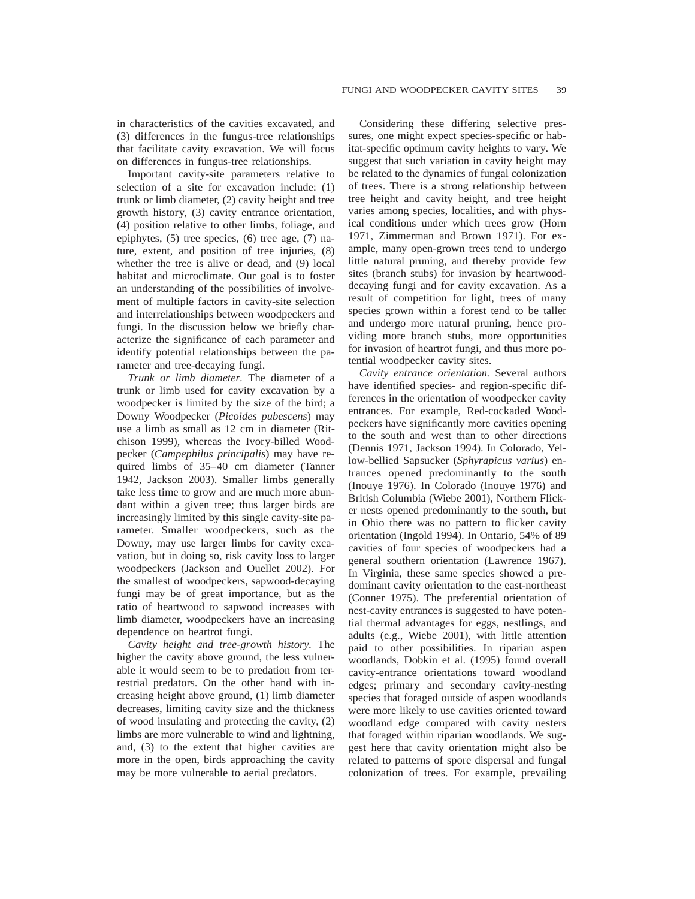in characteristics of the cavities excavated, and (3) differences in the fungus-tree relationships that facilitate cavity excavation. We will focus on differences in fungus-tree relationships.

Important cavity-site parameters relative to selection of a site for excavation include: (1) trunk or limb diameter, (2) cavity height and tree growth history, (3) cavity entrance orientation, (4) position relative to other limbs, foliage, and epiphytes, (5) tree species, (6) tree age, (7) nature, extent, and position of tree injuries, (8) whether the tree is alive or dead, and (9) local habitat and microclimate. Our goal is to foster an understanding of the possibilities of involvement of multiple factors in cavity-site selection and interrelationships between woodpeckers and fungi. In the discussion below we briefly characterize the significance of each parameter and identify potential relationships between the parameter and tree-decaying fungi.

*Trunk or limb diameter.* The diameter of a trunk or limb used for cavity excavation by a woodpecker is limited by the size of the bird; a Downy Woodpecker (*Picoides pubescens*) may use a limb as small as 12 cm in diameter (Ritchison 1999), whereas the Ivory-billed Woodpecker (*Campephilus principalis*) may have required limbs of 35–40 cm diameter (Tanner 1942, Jackson 2003). Smaller limbs generally take less time to grow and are much more abundant within a given tree; thus larger birds are increasingly limited by this single cavity-site parameter. Smaller woodpeckers, such as the Downy, may use larger limbs for cavity excavation, but in doing so, risk cavity loss to larger woodpeckers (Jackson and Ouellet 2002). For the smallest of woodpeckers, sapwood-decaying fungi may be of great importance, but as the ratio of heartwood to sapwood increases with limb diameter, woodpeckers have an increasing dependence on heartrot fungi.

*Cavity height and tree-growth history.* The higher the cavity above ground, the less vulnerable it would seem to be to predation from terrestrial predators. On the other hand with increasing height above ground, (1) limb diameter decreases, limiting cavity size and the thickness of wood insulating and protecting the cavity, (2) limbs are more vulnerable to wind and lightning, and, (3) to the extent that higher cavities are more in the open, birds approaching the cavity may be more vulnerable to aerial predators.

Considering these differing selective pressures, one might expect species-specific or habitat-specific optimum cavity heights to vary. We suggest that such variation in cavity height may be related to the dynamics of fungal colonization of trees. There is a strong relationship between tree height and cavity height, and tree height varies among species, localities, and with physical conditions under which trees grow (Horn 1971, Zimmerman and Brown 1971). For example, many open-grown trees tend to undergo little natural pruning, and thereby provide few sites (branch stubs) for invasion by heartwood-decaying fungi and for cavity excavation. As a result of competition for light, trees of many species grown within a forest tend to be taller and undergo more natural pruning, hence providing more branch stubs, more opportunities for invasion of heartrot fungi, and thus more potential woodpecker cavity sites.

*Cavity entrance orientation.* Several authors have identified species- and region-specific differences in the orientation of woodpecker cavity entrances. For example, Red-cockaded Woodpeckers have significantly more cavities opening to the south and west than to other directions (Dennis 1971, Jackson 1994). In Colorado, Yellow-bellied Sapsucker (*Sphyrapicus varius*) entrances opened predominantly to the south (Inouye 1976). In Colorado (Inouye 1976) and British Columbia (Wiebe 2001), Northern Flicker nests opened predominantly to the south, but in Ohio there was no pattern to flicker cavity orientation (Ingold 1994). In Ontario, 54% of 89 cavities of four species of woodpeckers had a general southern orientation (Lawrence 1967). In Virginia, these same species showed a predominant cavity orientation to the east-northeast (Conner 1975). The preferential orientation of nest-cavity entrances is suggested to have potential thermal advantages for eggs, nestlings, and adults (e.g., Wiebe 2001), with little attention paid to other possibilities. In riparian aspen woodlands, Dobkin et al. (1995) found overall cavity-entrance orientations toward woodland edges; primary and secondary cavity-nesting species that foraged outside of aspen woodlands were more likely to use cavities oriented toward woodland edge compared with cavity nesters that foraged within riparian woodlands. We suggest here that cavity orientation might also be related to patterns of spore dispersal and fungal colonization of trees. For example, prevailing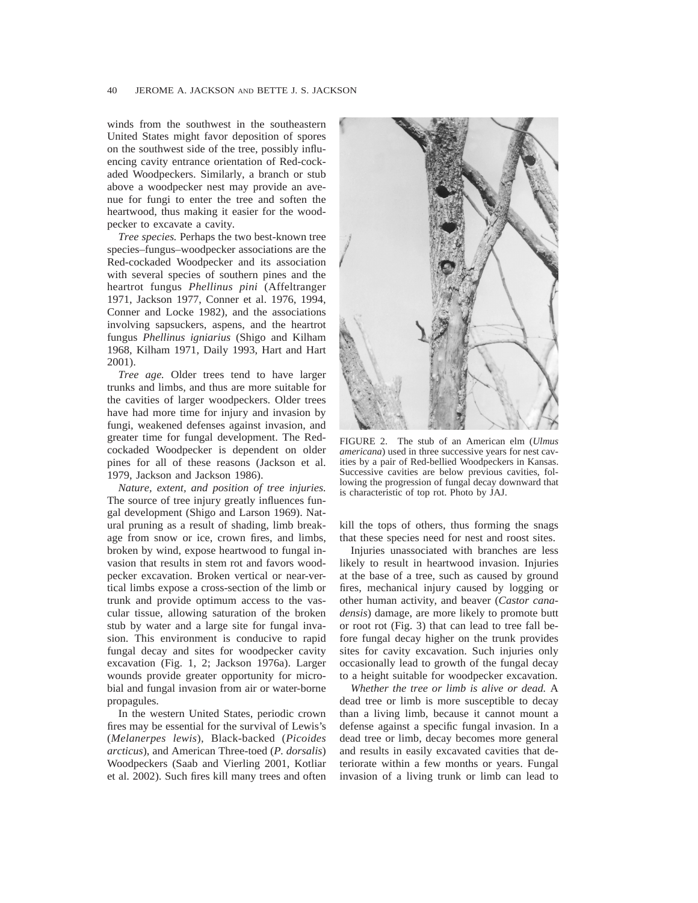winds from the southwest in the southeastern United States might favor deposition of spores on the southwest side of the tree, possibly influencing cavity entrance orientation of Red-cockaded Woodpeckers. Similarly, a branch or stub above a woodpecker nest may provide an avenue for fungi to enter the tree and soften the heartwood, thus making it easier for the woodpecker to excavate a cavity.

*Tree species.* Perhaps the two best-known tree species–fungus–woodpecker associations are the Red-cockaded Woodpecker and its association with several species of southern pines and the heartrot fungus *Phellinus pini* (Affeltranger 1971, Jackson 1977, Conner et al. 1976, 1994, Conner and Locke 1982), and the associations involving sapsuckers, aspens, and the heartrot fungus *Phellinus igniarius* (Shigo and Kilham 1968, Kilham 1971, Daily 1993, Hart and Hart 2001).

*Tree age.* Older trees tend to have larger trunks and limbs, and thus are more suitable for the cavities of larger woodpeckers. Older trees have had more time for injury and invasion by fungi, weakened defenses against invasion, and greater time for fungal development. The Red-cockaded Woodpecker is dependent on older pines for all of these reasons (Jackson et al. 1979, Jackson and Jackson 1986).

*Nature, extent, and position of tree injuries.* The source of tree injury greatly influences fungal development (Shigo and Larson 1969). Natural pruning as a result of shading, limb breakage from snow or ice, crown fires, and limbs, broken by wind, expose heartwood to fungal invasion that results in stem rot and favors woodpecker excavation. Broken vertical or near-vertical limbs expose a cross-section of the limb or trunk and provide optimum access to the vascular tissue, allowing saturation of the broken stub by water and a large site for fungal invasion. This environment is conducive to rapid fungal decay and sites for woodpecker cavity excavation (Fig. 1, 2; Jackson 1976a). Larger wounds provide greater opportunity for microbial and fungal invasion from air or water-borne propagules.

In the western United States, periodic crown fires may be essential for the survival of Lewis's (*Melanerpes lewis*), Black-backed (*Picoides arcticus*), and American Three-toed (*P. dorsalis*) Woodpeckers (Saab and Vierling 2001, Kotliar et al. 2002). Such fires kill many trees and often kill the tops of others, thus forming the snags that these species need for nest and roost sites.

FIGURE 2. The stub of an American elm (*Ulmus americana*) used in three successive years for nest cavities by a pair of Red-bellied Woodpeckers in Kansas. Successive cavities are below previous cavities, following the progression of fungal decay downward that is characteristic of top rot. Photo by JAJ.

Injuries unassociated with branches are less likely to result in heartwood invasion. Injuries at the base of a tree, such as caused by ground fires, mechanical injury caused by logging or other human activity, and beaver (*Castor canadensis*) damage, are more likely to promote butt or root rot (Fig. 3) that can lead to tree fall before fungal decay higher on the trunk provides sites for cavity excavation. Such injuries only occasionally lead to growth of the fungal decay to a height suitable for woodpecker excavation.

*Whether the tree or limb is alive or dead.* A dead tree or limb is more susceptible to decay than a living limb, because it cannot mount a defense against a specific fungal invasion. In a dead tree or limb, decay becomes more general and results in easily excavated cavities that deteriorate within a few months or years. Fungal invasion of a living trunk or limb can lead to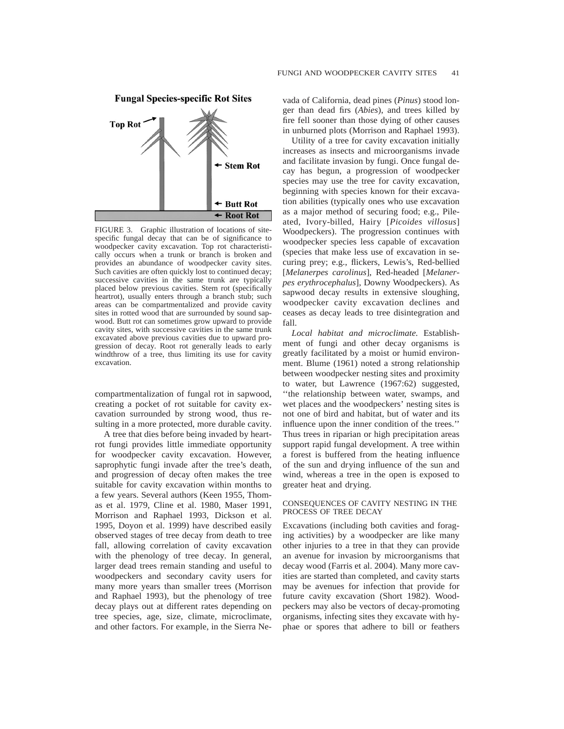FIGURE 3. Graphic illustration of locations of site-specific fungal decay that can be of significance to woodpecker cavity excavation. Top rot characteristically occurs when a trunk or branch is broken and provides an abundance of woodpecker cavity sites. Such cavities are often quickly lost to continued decay; successive cavities in the same trunk are typically placed below previous cavities. Stem rot (specifically heartrot), usually enters through a branch stub; such areas can be compartmentalized and provide cavity sites in rotted wood that are surrounded by sound sapwood. Butt rot can sometimes grow upward to provide cavity sites, with successive cavities in the same trunk excavated above previous cavities due to upward progression of decay. Root rot generally leads to early windthrow of a tree, thus limiting its use for cavity excavation.

compartmentalization of fungal rot in sapwood, creating a pocket of rot suitable for cavity excavation surrounded by strong wood, thus resulting in a more protected, more durable cavity.

A tree that dies before being invaded by heartrot fungi provides little immediate opportunity for woodpecker cavity excavation. However, saprophytic fungi invade after the tree's death, and progression of decay often makes the tree suitable for cavity excavation within months to a few years. Several authors (Keen 1955, Thomas et al. 1979, Cline et al. 1980, Maser 1991, Morrison and Raphael 1993, Dickson et al. 1995, Doyon et al. 1999) have described easily observed stages of tree decay from death to tree fall, allowing correlation of cavity excavation with the phenology of tree decay. In general, larger dead trees remain standing and useful to woodpeckers and secondary cavity users for many more years than smaller trees (Morrison and Raphael 1993), but the phenology of tree decay plays out at different rates depending on tree species, age, size, climate, microclimate, and other factors. For example, in the Sierra Nevada of California, dead pines (*Pinus*) stood longer than dead firs (*Abies*), and trees killed by fire fell sooner than those dying of other causes in unburned plots (Morrison and Raphael 1993).

Utility of a tree for cavity excavation initially increases as insects and microorganisms invade and facilitate invasion by fungi. Once fungal decay has begun, a progression of woodpecker species may use the tree for cavity excavation, beginning with species known for their excavation abilities (typically ones who use excavation as a major method of securing food; e.g., Pileated, Ivory-billed, Hairy [*Picoides villosus*] Woodpeckers). The progression continues with woodpecker species less capable of excavation (species that make less use of excavation in securing prey; e.g., flickers, Lewis's, Red-bellied [*Melanerpes carolinus*], Red-headed [*Melanerpes erythrocephalus*], Downy Woodpeckers). As sapwood decay results in extensive sloughing, woodpecker cavity excavation declines and ceases as decay leads to tree disintegration and fall.

*Local habitat and microclimate.* Establishment of fungi and other decay organisms is greatly facilitated by a moist or humid environment. Blume (1961) noted a strong relationship between woodpecker nesting sites and proximity to water, but Lawrence (1967:62) suggested, ''the relationship between water, swamps, and wet places and the woodpeckers' nesting sites is not one of bird and habitat, but of water and its influence upon the inner condition of the trees.'' Thus trees in riparian or high precipitation areas support rapid fungal development. A tree within a forest is buffered from the heating influence of the sun and drying influence of the sun and wind, whereas a tree in the open is exposed to greater heat and drying.

## CONSEQUENCES OF CAVITY NESTING IN THE PROCESS OF TREE DECAY

Excavations (including both cavities and foraging activities) by a woodpecker are like many other injuries to a tree in that they can provide an avenue for invasion by microorganisms that decay wood (Farris et al. 2004). Many more cavities are started than completed, and cavity starts may be avenues for infection that provide for future cavity excavation (Short 1982). Woodpeckers may also be vectors of decay-promoting organisms, infecting sites they excavate with hyphae or spores that adhere to bill or feathers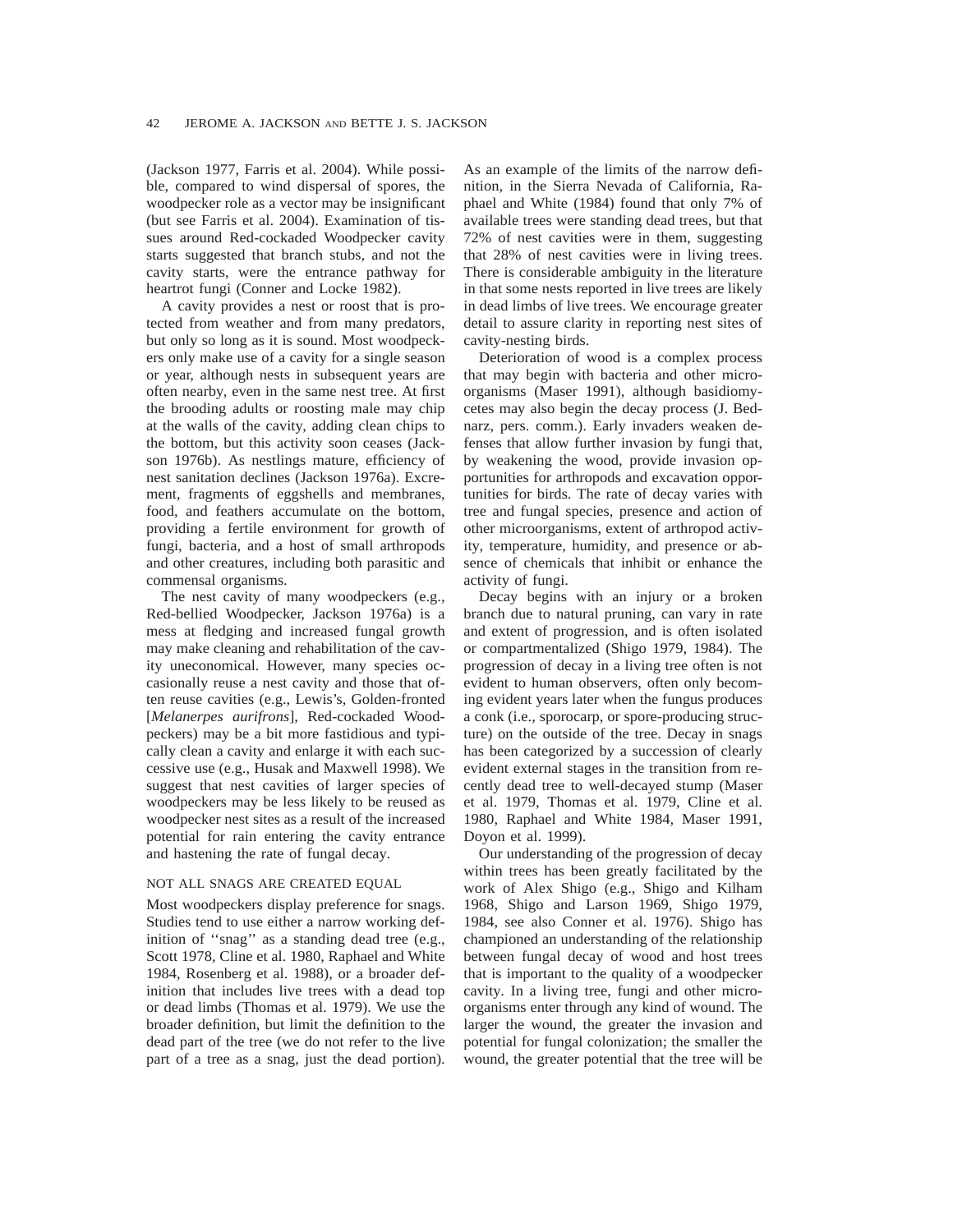(Jackson 1977, Farris et al. 2004). While possible, compared to wind dispersal of spores, the woodpecker role as a vector may be insignificant (but see Farris et al. 2004). Examination of tissues around Red-cockaded Woodpecker cavity starts suggested that branch stubs, and not the cavity starts, were the entrance pathway for heartrot fungi (Conner and Locke 1982).

A cavity provides a nest or roost that is protected from weather and from many predators, but only so long as it is sound. Most woodpeckers only make use of a cavity for a single season or year, although nests in subsequent years are often nearby, even in the same nest tree. At first the brooding adults or roosting male may chip at the walls of the cavity, adding clean chips to the bottom, but this activity soon ceases (Jackson 1976b). As nestlings mature, efficiency of nest sanitation declines (Jackson 1976a). Excrement, fragments of eggshells and membranes, food, and feathers accumulate on the bottom, providing a fertile environment for growth of fungi, bacteria, and a host of small arthropods and other creatures, including both parasitic and commensal organisms.

The nest cavity of many woodpeckers (e.g., Red-bellied Woodpecker, Jackson 1976a) is a mess at fledging and increased fungal growth may make cleaning and rehabilitation of the cavity uneconomical. However, many species occasionally reuse a nest cavity and those that often reuse cavities (e.g., Lewis's, Golden-fronted [*Melanerpes aurifrons*], Red-cockaded Woodpeckers) may be a bit more fastidious and typically clean a cavity and enlarge it with each successive use (e.g., Husak and Maxwell 1998). We suggest that nest cavities of larger species of woodpeckers may be less likely to be reused as woodpecker nest sites as a result of the increased potential for rain entering the cavity entrance and hastening the rate of fungal decay.

## NOT ALL SNAGS ARE CREATED EQUAL

Most woodpeckers display preference for snags. Studies tend to use either a narrow working definition of ''snag'' as a standing dead tree (e.g., Scott 1978, Cline et al. 1980, Raphael and White 1984, Rosenberg et al. 1988), or a broader definition that includes live trees with a dead top or dead limbs (Thomas et al. 1979). We use the broader definition, but limit the definition to the dead part of the tree (we do not refer to the live part of a tree as a snag, just the dead portion). As an example of the limits of the narrow definition, in the Sierra Nevada of California, Raphael and White (1984) found that only 7% of available trees were standing dead trees, but that 72% of nest cavities were in them, suggesting that 28% of nest cavities were in living trees. There is considerable ambiguity in the literature in that some nests reported in live trees are likely in dead limbs of live trees. We encourage greater detail to assure clarity in reporting nest sites of cavity-nesting birds.

Deterioration of wood is a complex process that may begin with bacteria and other microorganisms (Maser 1991), although basidiomycetes may also begin the decay process (J. Bednarz, pers. comm.). Early invaders weaken defenses that allow further invasion by fungi that, by weakening the wood, provide invasion opportunities for arthropods and excavation opportunities for birds. The rate of decay varies with tree and fungal species, presence and action of other microorganisms, extent of arthropod activity, temperature, humidity, and presence or absence of chemicals that inhibit or enhance the activity of fungi.

Decay begins with an injury or a broken branch due to natural pruning, can vary in rate and extent of progression, and is often isolated or compartmentalized (Shigo 1979, 1984). The progression of decay in a living tree often is not evident to human observers, often only becoming evident years later when the fungus produces a conk (i.e., sporocarp, or spore-producing structure) on the outside of the tree. Decay in snags has been categorized by a succession of clearly evident external stages in the transition from recently dead tree to well-decayed stump (Maser et al. 1979, Thomas et al. 1979, Cline et al. 1980, Raphael and White 1984, Maser 1991, Doyon et al. 1999).

Our understanding of the progression of decay within trees has been greatly facilitated by the work of Alex Shigo (e.g., Shigo and Kilham 1968, Shigo and Larson 1969, Shigo 1979, 1984, see also Conner et al. 1976). Shigo has championed an understanding of the relationship between fungal decay of wood and host trees that is important to the quality of a woodpecker cavity. In a living tree, fungi and other microorganisms enter through any kind of wound. The larger the wound, the greater the invasion and potential for fungal colonization; the smaller the wound, the greater potential that the tree will be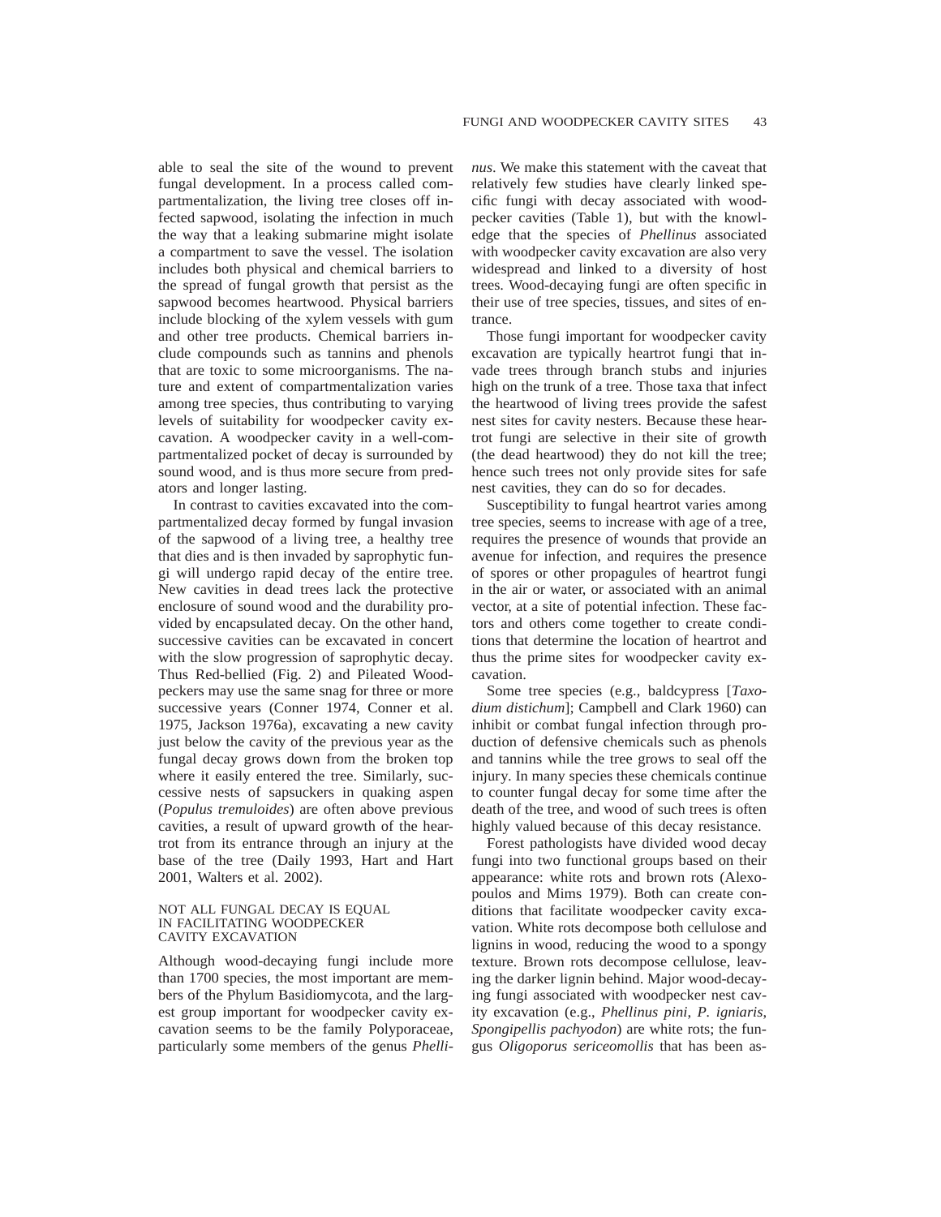able to seal the site of the wound to prevent fungal development. In a process called compartmentalization, the living tree closes off infected sapwood, isolating the infection in much the way that a leaking submarine might isolate a compartment to save the vessel. The isolation includes both physical and chemical barriers to the spread of fungal growth that persist as the sapwood becomes heartwood. Physical barriers include blocking of the xylem vessels with gum and other tree products. Chemical barriers include compounds such as tannins and phenols that are toxic to some microorganisms. The nature and extent of compartmentalization varies among tree species, thus contributing to varying levels of suitability for woodpecker cavity excavation. A woodpecker cavity in a well-compartmentalized pocket of decay is surrounded by sound wood, and is thus more secure from predators and longer lasting.

In contrast to cavities excavated into the compartmentalized decay formed by fungal invasion of the sapwood of a living tree, a healthy tree that dies and is then invaded by saprophytic fungi will undergo rapid decay of the entire tree. New cavities in dead trees lack the protective enclosure of sound wood and the durability provided by encapsulated decay. On the other hand, successive cavities can be excavated in concert with the slow progression of saprophytic decay. Thus Red-bellied (Fig. 2) and Pileated Woodpeckers may use the same snag for three or more successive years (Conner 1974, Conner et al. 1975, Jackson 1976a), excavating a new cavity just below the cavity of the previous year as the fungal decay grows down from the broken top where it easily entered the tree. Similarly, successive nests of sapsuckers in quaking aspen (*Populus tremuloides*) are often above previous cavities, a result of upward growth of the heartrot from its entrance through an injury at the base of the tree (Daily 1993, Hart and Hart 2001, Walters et al. 2002).

## NOT ALL FUNGAL DECAY IS EQUAL IN FACILITATING WOODPECKER CAVITY EXCAVATION

Although wood-decaying fungi include more than 1700 species, the most important are members of the Phylum Basidiomycota, and the largest group important for woodpecker cavity excavation seems to be the family Polyporaceae, particularly some members of the genus *Phellinus*. We make this statement with the caveat that relatively few studies have clearly linked specific fungi with decay associated with woodpecker cavities (Table 1), but with the knowledge that the species of *Phellinus* associated with woodpecker cavity excavation are also very widespread and linked to a diversity of host trees. Wood-decaying fungi are often specific in their use of tree species, tissues, and sites of entrance.

Those fungi important for woodpecker cavity excavation are typically heartrot fungi that invade trees through branch stubs and injuries high on the trunk of a tree. Those taxa that infect the heartwood of living trees provide the safest nest sites for cavity nesters. Because these heartrot fungi are selective in their site of growth (the dead heartwood) they do not kill the tree; hence such trees not only provide sites for safe nest cavities, they can do so for decades.

Susceptibility to fungal heartrot varies among tree species, seems to increase with age of a tree, requires the presence of wounds that provide an avenue for infection, and requires the presence of spores or other propagules of heartrot fungi in the air or water, or associated with an animal vector, at a site of potential infection. These factors and others come together to create conditions that determine the location of heartrot and thus the prime sites for woodpecker cavity excavation.

Some tree species (e.g., baldcypress [*Taxodium distichum*]; Campbell and Clark 1960) can inhibit or combat fungal infection through production of defensive chemicals such as phenols and tannins while the tree grows to seal off the injury. In many species these chemicals continue to counter fungal decay for some time after the death of the tree, and wood of such trees is often highly valued because of this decay resistance.

Forest pathologists have divided wood decay fungi into two functional groups based on their appearance: white rots and brown rots (Alexopoulos and Mims 1979). Both can create conditions that facilitate woodpecker cavity excavation. White rots decompose both cellulose and lignins in wood, reducing the wood to a spongy texture. Brown rots decompose cellulose, leaving the darker lignin behind. Major wood-decaying fungi associated with woodpecker nest cavity excavation (e.g., *Phellinus pini*, *P. igniaris*, *Spongipellis pachyodon*) are white rots; the fungus *Oligoporus sericeomollis* that has been as-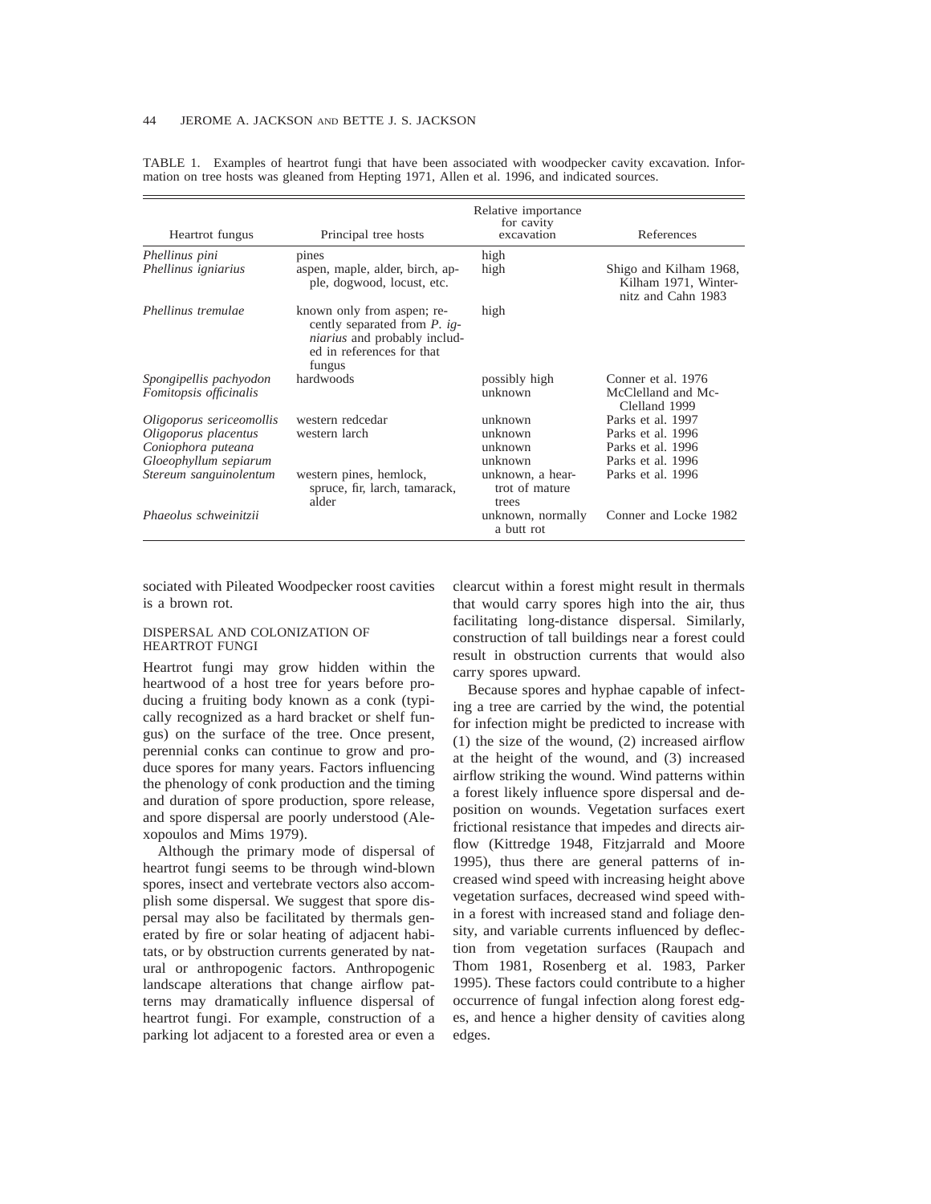TABLE 1. Examples of heartrot fungi that have been associated with woodpecker cavity excavation. Information on tree hosts was gleaned from Hepting 1971, Allen et al. 1996, and indicated sources.

| Heartrot fungus | Principal tree hosts | Relative importance for cavity excavation | References |
|---|---|---|---|
| *Phellinus pini* | pines | high | |
| *Phellinus igniarius* | aspen, maple, alder, birch, apple, dogwood, locust, etc. | high | Shigo and Kilham 1968, Kilham 1971, Winternitz and Cahn 1983 |
| *Phellinus tremulae* | known only from aspen; recently separated from *P. igniarius* and probably included in references for that fungus | high | |
| *Spongipellis pachyodon* | hardwoods | possibly high | Conner et al. 1976 |
| *Fomitopsis officinalis* | | unknown | McClelland and McClelland 1999 |
| *Oligoporus sericeomollis* | western redcedar | unknown | Parks et al. 1997 |
| *Oligoporus placentus* | western larch | unknown | Parks et al. 1996 |
| *Coniophora puteana* | | unknown | Parks et al. 1996 |
| *Gloeophyllum sepiarum* | | unknown | Parks et al. 1996 |
| *Stereum sanguinolentum* | western pines, hemlock, spruce, fir, larch, tamarack, alder | unknown, a heartrot of mature trees | Parks et al. 1996 |
| *Phaeolus schweinitzii* | | unknown, normally a butt rot | Conner and Locke 1982 |

sociated with Pileated Woodpecker roost cavities is a brown rot.

## DISPERSAL AND COLONIZATION OF HEARTROT FUNGI

Heartrot fungi may grow hidden within the heartwood of a host tree for years before producing a fruiting body known as a conk (typically recognized as a hard bracket or shelf fungus) on the surface of the tree. Once present, perennial conks can continue to grow and produce spores for many years. Factors influencing the phenology of conk production and the timing and duration of spore production, spore release, and spore dispersal are poorly understood (Alexopoulos and Mims 1979).

Although the primary mode of dispersal of heartrot fungi seems to be through wind-blown spores, insect and vertebrate vectors also accomplish some dispersal. We suggest that spore dispersal may also be facilitated by thermals generated by fire or solar heating of adjacent habitats, or by obstruction currents generated by natural or anthropogenic factors. Anthropogenic landscape alterations that change airflow patterns may dramatically influence dispersal of heartrot fungi. For example, construction of a parking lot adjacent to a forested area or even a clearcut within a forest might result in thermals that would carry spores high into the air, thus facilitating long-distance dispersal. Similarly, construction of tall buildings near a forest could result in obstruction currents that would also carry spores upward.

Because spores and hyphae capable of infecting a tree are carried by the wind, the potential for infection might be predicted to increase with (1) the size of the wound, (2) increased airflow at the height of the wound, and (3) increased airflow striking the wound. Wind patterns within a forest likely influence spore dispersal and deposition on wounds. Vegetation surfaces exert frictional resistance that impedes and directs airflow (Kittredge 1948, Fitzjarrald and Moore 1995), thus there are general patterns of increased wind speed with increasing height above vegetation surfaces, decreased wind speed within a forest with increased stand and foliage density, and variable currents influenced by deflection from vegetation surfaces (Raupach and Thom 1981, Rosenberg et al. 1983, Parker 1995). These factors could contribute to a higher occurrence of fungal infection along forest edges, and hence a higher density of cavities along edges.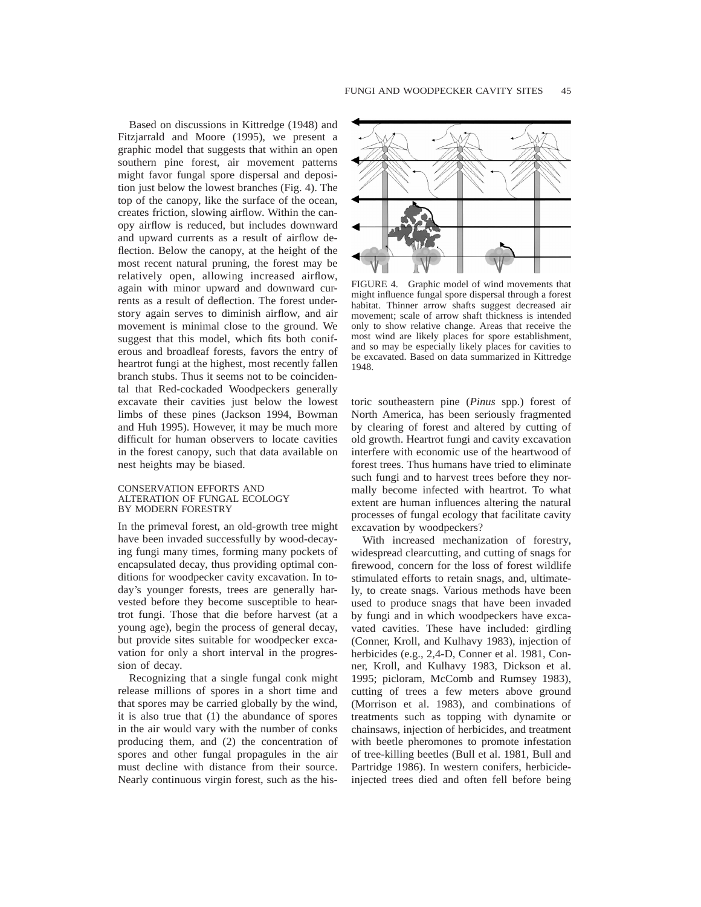Based on discussions in Kittredge (1948) and Fitzjarrald and Moore (1995), we present a graphic model that suggests that within an open southern pine forest, air movement patterns might favor fungal spore dispersal and deposition just below the lowest branches (Fig. 4). The top of the canopy, like the surface of the ocean, creates friction, slowing airflow. Within the canopy airflow is reduced, but includes downward and upward currents as a result of airflow deflection. Below the canopy, at the height of the most recent natural pruning, the forest may be relatively open, allowing increased airflow, again with minor upward and downward currents as a result of deflection. The forest understory again serves to diminish airflow, and air movement is minimal close to the ground. We suggest that this model, which fits both coniferous and broadleaf forests, favors the entry of heartrot fungi at the highest, most recently fallen branch stubs. Thus it seems not to be coincidental that Red-cockaded Woodpeckers generally excavate their cavities just below the lowest limbs of these pines (Jackson 1994, Bowman and Huh 1995). However, it may be much more difficult for human observers to locate cavities in the forest canopy, such that data available on nest heights may be biased.

FIGURE 4. Graphic model of wind movements that might influence fungal spore dispersal through a forest habitat. Thinner arrow shafts suggest decreased air movement; scale of arrow shaft thickness is intended only to show relative change. Areas that receive the most wind are likely places for spore establishment, and so may be especially likely places for cavities to be excavated. Based on data summarized in Kittredge 1948.

## CONSERVATION EFFORTS AND ALTERATION OF FUNGAL ECOLOGY BY MODERN FORESTRY

In the primeval forest, an old-growth tree might have been invaded successfully by wood-decaying fungi many times, forming many pockets of encapsulated decay, thus providing optimal conditions for woodpecker cavity excavation. In today's younger forests, trees are generally harvested before they become susceptible to heartrot fungi. Those that die before harvest (at a young age), begin the process of general decay, but provide sites suitable for woodpecker excavation for only a short interval in the progression of decay.

Recognizing that a single fungal conk might release millions of spores in a short time and that spores may be carried globally by the wind, it is also true that (1) the abundance of spores in the air would vary with the number of conks producing them, and (2) the concentration of spores and other fungal propagules in the air must decline with distance from their source. Nearly continuous virgin forest, such as the historic southeastern pine (*Pinus* spp.) forest of North America, has been seriously fragmented by clearing of forest and altered by cutting of old growth. Heartrot fungi and cavity excavation interfere with economic use of the heartwood of forest trees. Thus humans have tried to eliminate such fungi and to harvest trees before they normally become infected with heartrot. To what extent are human influences altering the natural processes of fungal ecology that facilitate cavity excavation by woodpeckers?

With increased mechanization of forestry, widespread clearcutting, and cutting of snags for firewood, concern for the loss of forest wildlife stimulated efforts to retain snags, and, ultimately, to create snags. Various methods have been used to produce snags that have been invaded by fungi and in which woodpeckers have excavated cavities. These have included: girdling (Conner, Kroll, and Kulhavy 1983), injection of herbicides (e.g., 2,4-D, Conner et al. 1981, Conner, Kroll, and Kulhavy 1983, Dickson et al. 1995; picloram, McComb and Rumsey 1983), cutting of trees a few meters above ground (Morrison et al. 1983), and combinations of treatments such as topping with dynamite or chainsaws, injection of herbicides, and treatment with beetle pheromones to promote infestation of tree-killing beetles (Bull et al. 1981, Bull and Partridge 1986). In western conifers, herbicide-injected trees died and often fell before being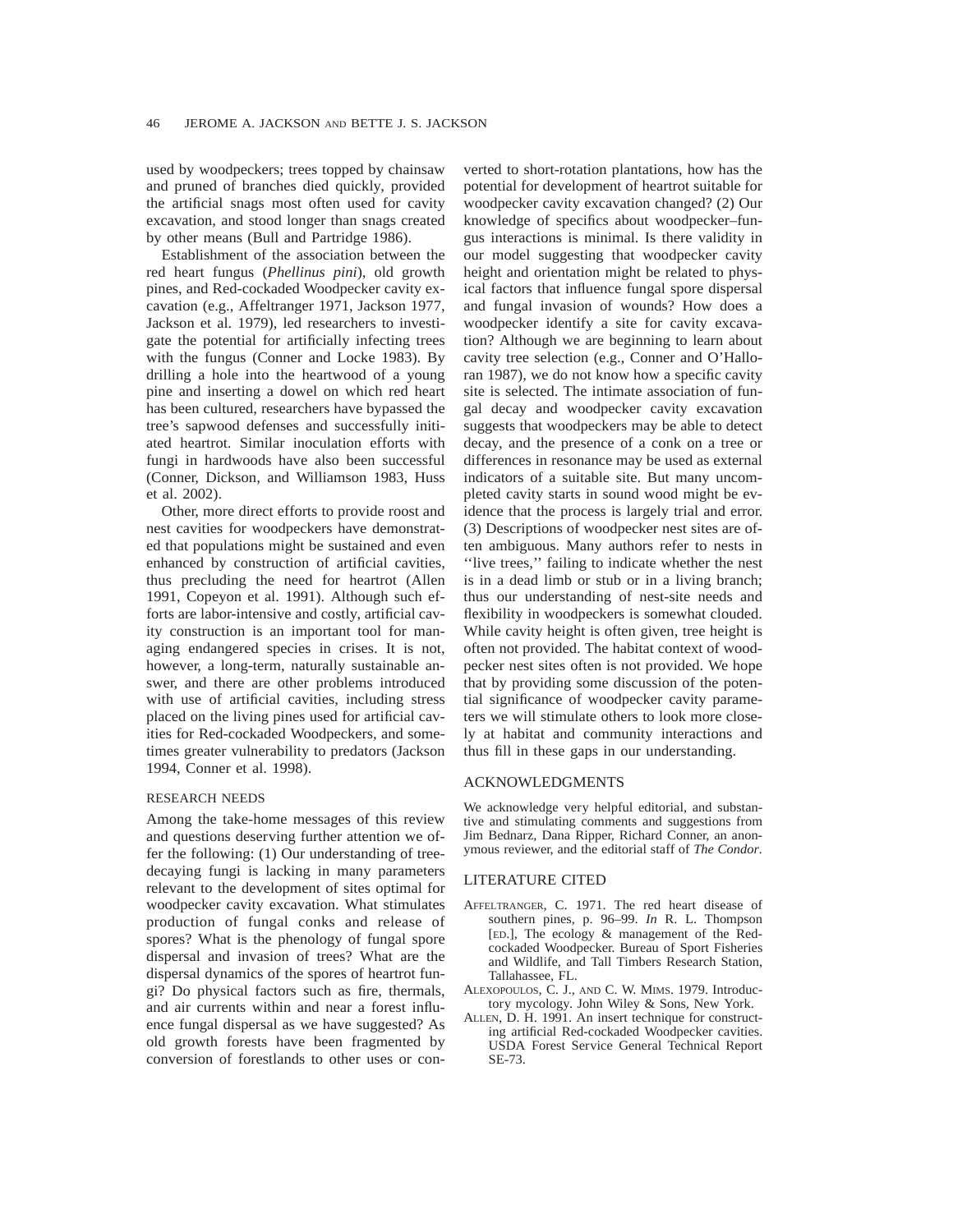used by woodpeckers; trees topped by chainsaw and pruned of branches died quickly, provided the artificial snags most often used for cavity excavation, and stood longer than snags created by other means (Bull and Partridge 1986).

Establishment of the association between the red heart fungus (*Phellinus pini*), old growth pines, and Red-cockaded Woodpecker cavity excavation (e.g., Affeltranger 1971, Jackson 1977, Jackson et al. 1979), led researchers to investigate the potential for artificially infecting trees with the fungus (Conner and Locke 1983). By drilling a hole into the heartwood of a young pine and inserting a dowel on which red heart has been cultured, researchers have bypassed the tree's sapwood defenses and successfully initiated heartrot. Similar inoculation efforts with fungi in hardwoods have also been successful (Conner, Dickson, and Williamson 1983, Huss et al. 2002).

Other, more direct efforts to provide roost and nest cavities for woodpeckers have demonstrated that populations might be sustained and even enhanced by construction of artificial cavities, thus precluding the need for heartrot (Allen 1991, Copeyon et al. 1991). Although such efforts are labor-intensive and costly, artificial cavity construction is an important tool for managing endangered species in crises. It is not, however, a long-term, naturally sustainable answer, and there are other problems introduced with use of artificial cavities, including stress placed on the living pines used for artificial cavities for Red-cockaded Woodpeckers, and sometimes greater vulnerability to predators (Jackson 1994, Conner et al. 1998).

### RESEARCH NEEDS

Among the take-home messages of this review and questions deserving further attention we offer the following: (1) Our understanding of tree-decaying fungi is lacking in many parameters relevant to the development of sites optimal for woodpecker cavity excavation. What stimulates production of fungal conks and release of spores? What is the phenology of fungal spore dispersal and invasion of trees? What are the dispersal dynamics of the spores of heartrot fungi? Do physical factors such as fire, thermals, and air currents within and near a forest influence fungal dispersal as we have suggested? As old growth forests have been fragmented by conversion of forestlands to other uses or converted to short-rotation plantations, how has the potential for development of heartrot suitable for woodpecker cavity excavation changed? (2) Our knowledge of specifics about woodpecker–fungus interactions is minimal. Is there validity in our model suggesting that woodpecker cavity height and orientation might be related to physical factors that influence fungal spore dispersal and fungal invasion of wounds? How does a woodpecker identify a site for cavity excavation? Although we are beginning to learn about cavity tree selection (e.g., Conner and O'Halloran 1987), we do not know how a specific cavity site is selected. The intimate association of fungal decay and woodpecker cavity excavation suggests that woodpeckers may be able to detect decay, and the presence of a conk on a tree or differences in resonance may be used as external indicators of a suitable site. But many uncompleted cavity starts in sound wood might be evidence that the process is largely trial and error. (3) Descriptions of woodpecker nest sites are often ambiguous. Many authors refer to nests in ''live trees,'' failing to indicate whether the nest is in a dead limb or stub or in a living branch; thus our understanding of nest-site needs and flexibility in woodpeckers is somewhat clouded. While cavity height is often given, tree height is often not provided. The habitat context of woodpecker nest sites often is not provided. We hope that by providing some discussion of the potential significance of woodpecker cavity parameters we will stimulate others to look more closely at habitat and community interactions and thus fill in these gaps in our understanding.

## ACKNOWLEDGMENTS

We acknowledge very helpful editorial, and substantive and stimulating comments and suggestions from Jim Bednarz, Dana Ripper, Richard Conner, an anonymous reviewer, and the editorial staff of *The Condor*.

## LITERATURE CITED

- AFFELTRANGER, C. 1971. The red heart disease of southern pines, p. 96–99. *In* R. L. Thompson [ED.], The ecology & management of the Red-cockaded Woodpecker. Bureau of Sport Fisheries and Wildlife, and Tall Timbers Research Station, Tallahassee, FL.
- ALEXOPOULOS, C. J., AND C. W. MIMS. 1979. Introductory mycology. John Wiley & Sons, New York.
- ALLEN, D. H. 1991. An insert technique for constructing artificial Red-cockaded Woodpecker cavities. USDA Forest Service General Technical Report SE-73.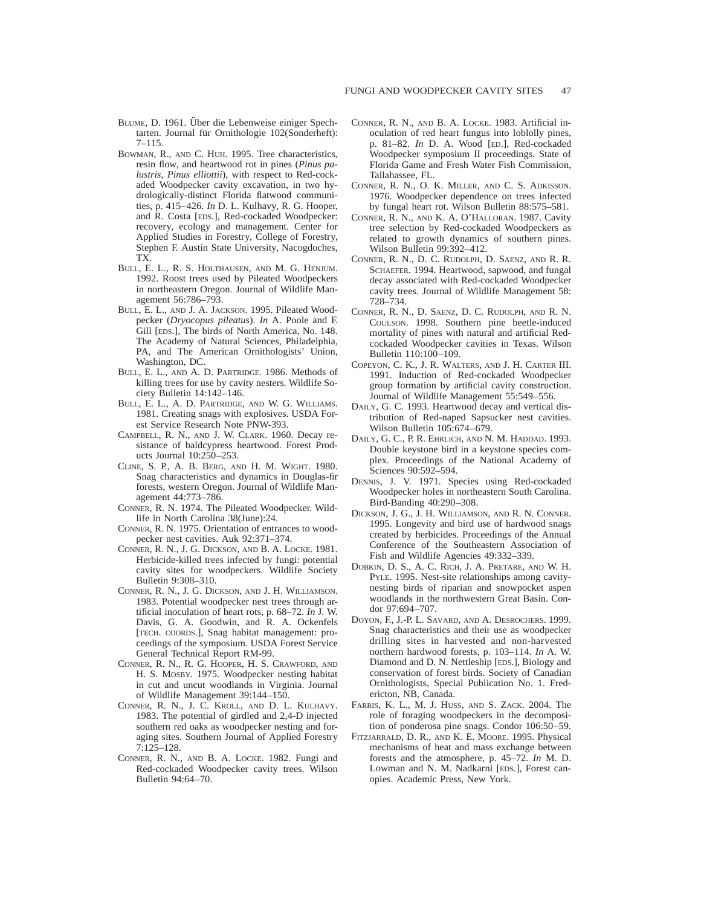Blume, D. 1961. Über die Lebenweise einiger Spechtarten. Journal für Ornithologie 102(Sonderheft): 7–115.

Bowman, R., and C. Huh. 1995. Tree characteristics, resin flow, and heartwood rot in pines (*Pinus palustris*, *Pinus elliottii*), with respect to Red-cockaded Woodpecker cavity excavation, in two hydrologically-distinct Florida flatwood communities, p. 415–426. *In* D. L. Kulhavy, R. G. Hooper, and R. Costa [eds.], Red-cockaded Woodpecker: recovery, ecology and management. Center for Applied Studies in Forestry, College of Forestry, Stephen F. Austin State University, Nacogdoches, TX.

Bull, E. L., R. S. Holthausen, and M. G. Henjum. 1992. Roost trees used by Pileated Woodpeckers in northeastern Oregon. Journal of Wildlife Management 56:786–793.

Bull, E. L., and J. A. Jackson. 1995. Pileated Woodpecker (*Dryocopus pileatus*). *In* A. Poole and F. Gill [eds.], The birds of North America, No. 148. The Academy of Natural Sciences, Philadelphia, PA, and The American Ornithologists' Union, Washington, DC.

Bull, E. L., and A. D. Partridge. 1986. Methods of killing trees for use by cavity nesters. Wildlife Society Bulletin 14:142–146.

Bull, E. L., A. D. Partridge, and W. G. Williams. 1981. Creating snags with explosives. USDA Forest Service Research Note PNW-393.

Campbell, R. N., and J. W. Clark. 1960. Decay resistance of baldcypress heartwood. Forest Products Journal 10:250–253.

Cline, S. P., A. B. Berg, and H. M. Wight. 1980. Snag characteristics and dynamics in Douglas-fir forests, western Oregon. Journal of Wildlife Management 44:773–786.

Conner, R. N. 1974. The Pileated Woodpecker. Wildlife in North Carolina 38(June):24.

Conner, R. N. 1975. Orientation of entrances to woodpecker nest cavities. Auk 92:371–374.

Conner, R. N., J. G. Dickson, and B. A. Locke. 1981. Herbicide-killed trees infected by fungi: potential cavity sites for woodpeckers. Wildlife Society Bulletin 9:308–310.

Conner, R. N., J. G. Dickson, and J. H. Williamson. 1983. Potential woodpecker nest trees through artificial inoculation of heart rots, p. 68–72. *In* J. W. Davis, G. A. Goodwin, and R. A. Ockenfels [tech. coords.], Snag habitat management: proceedings of the symposium. USDA Forest Service General Technical Report RM-99.

Conner, R. N., R. G. Hooper, H. S. Crawford, and H. S. Mosby. 1975. Woodpecker nesting habitat in cut and uncut woodlands in Virginia. Journal of Wildlife Management 39:144–150.

Conner, R. N., J. C. Kroll, and D. L. Kulhavy. 1983. The potential of girdled and 2,4-D injected southern red oaks as woodpecker nesting and foraging sites. Southern Journal of Applied Forestry 7:125–128.

Conner, R. N., and B. A. Locke. 1982. Fungi and Red-cockaded Woodpecker cavity trees. Wilson Bulletin 94:64–70.

Conner, R. N., and B. A. Locke. 1983. Artificial inoculation of red heart fungus into loblolly pines, p. 81–82. *In* D. A. Wood [ed.], Red-cockaded Woodpecker symposium II proceedings. State of Florida Game and Fresh Water Fish Commission, Tallahassee, FL.

Conner, R. N., O. K. Miller, and C. S. Adkisson. 1976. Woodpecker dependence on trees infected by fungal heart rot. Wilson Bulletin 88:575–581.

Conner, R. N., and K. A. O'Halloran. 1987. Cavity tree selection by Red-cockaded Woodpeckers as related to growth dynamics of southern pines. Wilson Bulletin 99:392–412.

Conner, R. N., D. C. Rudolph, D. Saenz, and R. R. Schaefer. 1994. Heartwood, sapwood, and fungal decay associated with Red-cockaded Woodpecker cavity trees. Journal of Wildlife Management 58: 728–734.

Conner, R. N., D. Saenz, D. C. Rudolph, and R. N. Coulson. 1998. Southern pine beetle-induced mortality of pines with natural and artificial Red-cockaded Woodpecker cavities in Texas. Wilson Bulletin 110:100–109.

Copeyon, C. K., J. R. Walters, and J. H. Carter III. 1991. Induction of Red-cockaded Woodpecker group formation by artificial cavity construction. Journal of Wildlife Management 55:549–556.

Daily, G. C. 1993. Heartwood decay and vertical distribution of Red-naped Sapsucker nest cavities. Wilson Bulletin 105:674–679.

Daily, G. C., P. R. Ehrlich, and N. M. Haddad. 1993. Double keystone bird in a keystone species complex. Proceedings of the National Academy of Sciences 90:592–594.

Dennis, J. V. 1971. Species using Red-cockaded Woodpecker holes in northeastern South Carolina. Bird-Banding 40:290–308.

Dickson, J. G., J. H. Williamson, and R. N. Conner. 1995. Longevity and bird use of hardwood snags created by herbicides. Proceedings of the Annual Conference of the Southeastern Association of Fish and Wildlife Agencies 49:332–339.

Dobkin, D. S., A. C. Rich, J. A. Pretare, and W. H. Pyle. 1995. Nest-site relationships among cavity-nesting birds of riparian and snowpocket aspen woodlands in the northwestern Great Basin. Condor 97:694–707.

Doyon, F., J.-P. L. Savard, and A. Desrochers. 1999. Snag characteristics and their use as woodpecker drilling sites in harvested and non-harvested northern hardwood forests, p. 103–114. *In* A. W. Diamond and D. N. Nettleship [eds.], Biology and conservation of forest birds. Society of Canadian Ornithologists, Special Publication No. 1. Fredericton, NB, Canada.

Farris, K. L., M. J. Huss, and S. Zack. 2004. The role of foraging woodpeckers in the decomposition of ponderosa pine snags. Condor 106:50–59.

Fitzjarrald, D. R., and K. E. Moore. 1995. Physical mechanisms of heat and mass exchange between forests and the atmosphere, p. 45–72. *In* M. D. Lowman and N. M. Nadkarni [eds.], Forest canopies. Academic Press, New York.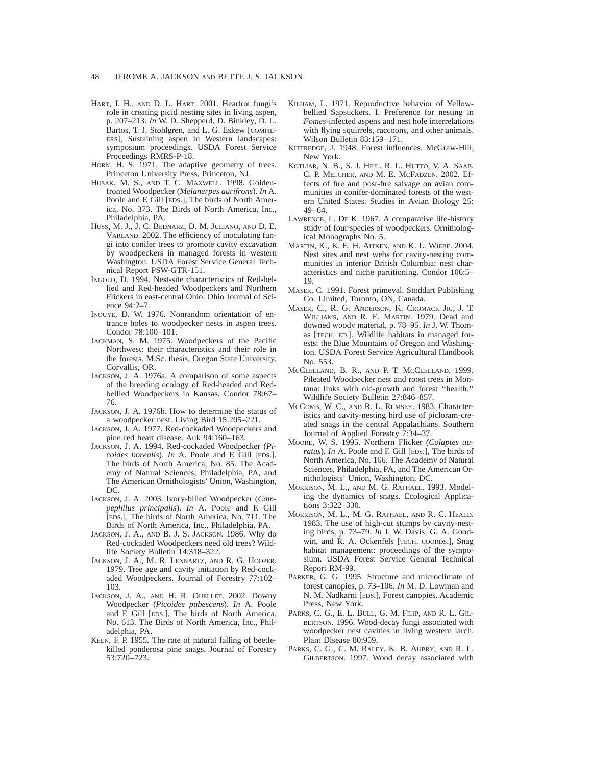HART, J. H., AND D. L. HART. 2001. Heartrot fungi's role in creating picid nesting sites in living aspen, p. 207–213. *In* W. D. Shepperd, D. Binkley, D. L. Bartos, T. J. Stohlgren, and L. G. Eskew [COMPILERS], Sustaining aspen in Western landscapes: symposium proceedings. USDA Forest Service Proceedings RMRS-P-18.

HORN, H. S. 1971. The adaptive geometry of trees. Princeton University Press, Princeton, NJ.

HUSAK, M. S., AND T. C. MAXWELL. 1998. Golden-fronted Woodpecker (*Melanerpes aurifrons*). *In* A. Poole and F. Gill [EDS.], The birds of North America, No. 373. The Birds of North America, Inc., Philadelphia, PA.

HUSS, M. J., J. C. BEDNARZ, D. M. JULIANO, AND D. E. VARLAND. 2002. The efficiency of inoculating fungi into conifer trees to promote cavity excavation by woodpeckers in managed forests in western Washington. USDA Forest Service General Technical Report PSW-GTR-151.

INGOLD, D. 1994. Nest-site characteristics of Red-bellied and Red-headed Woodpeckers and Northern Flickers in east-central Ohio. Ohio Journal of Science 94:2–7.

INOUYE, D. W. 1976. Nonrandom orientation of entrance holes to woodpecker nests in aspen trees. Condor 78:100–101.

JACKMAN, S. M. 1975. Woodpeckers of the Pacific Northwest: their characteristics and their role in the forests. M.Sc. thesis, Oregon State University, Corvallis, OR.

JACKSON, J. A. 1976a. A comparison of some aspects of the breeding ecology of Red-headed and Red-bellied Woodpeckers in Kansas. Condor 78:67–76.

JACKSON, J. A. 1976b. How to determine the status of a woodpecker nest. Living Bird 15:205–221.

JACKSON, J. A. 1977. Red-cockaded Woodpeckers and pine red heart disease. Auk 94:160–163.

JACKSON, J. A. 1994. Red-cockaded Woodpecker (*Picoides borealis*). *In* A. Poole and F. Gill [EDS.], The birds of North America, No. 85. The Academy of Natural Sciences, Philadelphia, PA, and The American Ornithologists' Union, Washington, DC.

JACKSON, J. A. 2003. Ivory-billed Woodpecker (*Campephilus principalis*). *In* A. Poole and F. Gill [EDS.], The birds of North America, No. 711. The Birds of North America, Inc., Philadelphia, PA.

JACKSON, J. A., AND B. J. S. JACKSON. 1986. Why do Red-cockaded Woodpeckers need old trees? Wildlife Society Bulletin 14:318–322.

JACKSON, J. A., M. R. LENNARTZ, AND R. G. HOOPER. 1979. Tree age and cavity initiation by Red-cockaded Woodpeckers. Journal of Forestry 77:102–103.

JACKSON, J. A., AND H. R. OUELLET. 2002. Downy Woodpecker (*Picoides pubescens*). *In* A. Poole and F. Gill [EDS.], The birds of North America, No. 613. The Birds of North America, Inc., Philadelphia, PA.

KEEN, F. P. 1955. The rate of natural falling of beetle-killed ponderosa pine snags. Journal of Forestry 53:720–723.

KILHAM, L. 1971. Reproductive behavior of Yellow-bellied Sapsuckers. I. Preference for nesting in *Fomes*-infected aspens and nest hole interrelations with flying squirrels, raccoons, and other animals. Wilson Bulletin 83:159–171.

KITTREDGE, J. 1948. Forest influences. McGraw-Hill, New York.

KOTLIAR, N. B., S. J. HEJL, R. L. HUTTO, V. A. SAAB, C. P. MELCHER, AND M. E. MCFADZEN. 2002. Effects of fire and post-fire salvage on avian communities in conifer-dominated forests of the western United States. Studies in Avian Biology 25: 49–64.

LAWRENCE, L. DE K. 1967. A comparative life-history study of four species of woodpeckers. Ornithological Monographs No. 5.

MARTIN, K., K. E. H. AITKEN, AND K. L. WIEBE. 2004. Nest sites and nest webs for cavity-nesting communities in interior British Columbia: nest characteristics and niche partitioning. Condor 106:5–19.

MASER, C. 1991. Forest primeval. Stoddart Publishing Co. Limited, Toronto, ON, Canada.

MASER, C., R. G. ANDERSON, K. CROMACK JR., J. T. WILLIAMS, AND R. E. MARTIN. 1979. Dead and downed woody material, p. 78–95. *In* J. W. Thomas [TECH. ED.], Wildlife habitats in managed forests: the Blue Mountains of Oregon and Washington. USDA Forest Service Agricultural Handbook No. 553.

MCCLELLAND, B. R., AND P. T. MCCLELLAND. 1999. Pileated Woodpecker nest and roost trees in Montana: links with old-growth and forest ''health.'' Wildlife Society Bulletin 27:846–857.

MCCOMB, W. C., AND R. L. RUMSEY. 1983. Characteristics and cavity-nesting bird use of picloram-created snags in the central Appalachians. Southern Journal of Applied Forestry 7:34–37.

MOORE, W. S. 1995. Northern Flicker (*Colaptes auratus*). *In* A. Poole and F. Gill [EDS.], The birds of North America, No. 166. The Academy of Natural Sciences, Philadelphia, PA, and The American Ornithologists' Union, Washington, DC.

MORRISON, M. L., AND M. G. RAPHAEL. 1993. Modeling the dynamics of snags. Ecological Applications 3:322–330.

MORRISON, M. L., M. G. RAPHAEL, AND R. C. HEALD. 1983. The use of high-cut stumps by cavity-nesting birds, p. 73–79. *In* J. W. Davis, G. A. Goodwin, and R. A. Ockenfels [TECH. COORDS.], Snag habitat management: proceedings of the symposium. USDA Forest Service General Technical Report RM-99.

PARKER, G. G. 1995. Structure and microclimate of forest canopies, p. 73–106. *In* M. D. Lowman and N. M. Nadkarni [EDS.], Forest canopies. Academic Press, New York.

PARKS, C. G., E. L. BULL, G. M. FILIP, AND R. L. GILBERTSON. 1996. Wood-decay fungi associated with woodpecker nest cavities in living western larch. Plant Disease 80:959.

PARKS, C. G., C. M. RALEY, K. B. AUBRY, AND R. L. GILBERTSON. 1997. Wood decay associated with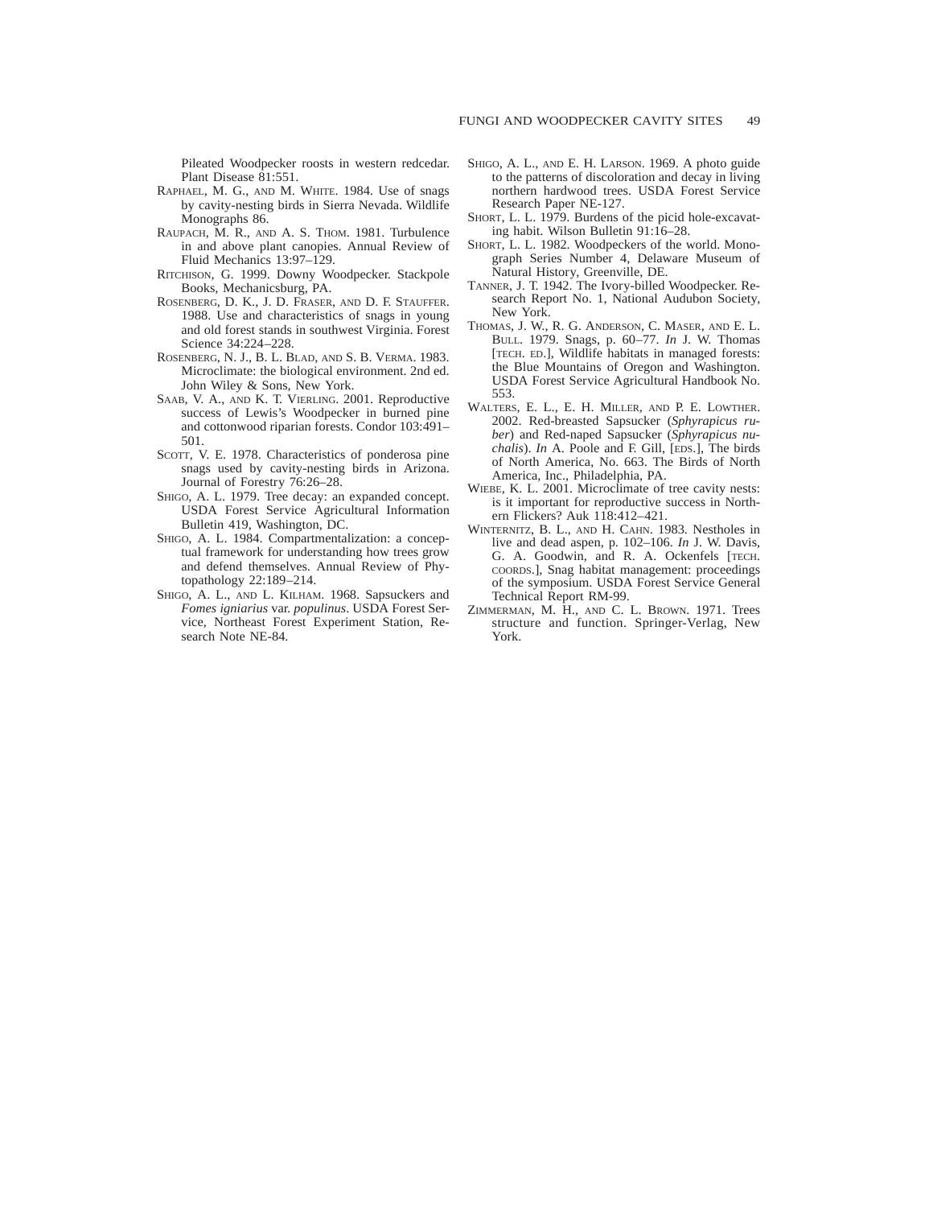Pileated Woodpecker roosts in western redcedar. Plant Disease 81:551.

RAPHAEL, M. G., AND M. WHITE. 1984. Use of snags by cavity-nesting birds in Sierra Nevada. Wildlife Monographs 86.

RAUPACH, M. R., AND A. S. THOM. 1981. Turbulence in and above plant canopies. Annual Review of Fluid Mechanics 13:97–129.

RITCHISON, G. 1999. Downy Woodpecker. Stackpole Books, Mechanicsburg, PA.

ROSENBERG, D. K., J. D. FRASER, AND D. F. STAUFFER. 1988. Use and characteristics of snags in young and old forest stands in southwest Virginia. Forest Science 34:224–228.

ROSENBERG, N. J., B. L. BLAD, AND S. B. VERMA. 1983. Microclimate: the biological environment. 2nd ed. John Wiley & Sons, New York.

SAAB, V. A., AND K. T. VIERLING. 2001. Reproductive success of Lewis's Woodpecker in burned pine and cottonwood riparian forests. Condor 103:491–501.

SCOTT, V. E. 1978. Characteristics of ponderosa pine snags used by cavity-nesting birds in Arizona. Journal of Forestry 76:26–28.

SHIGO, A. L. 1979. Tree decay: an expanded concept. USDA Forest Service Agricultural Information Bulletin 419, Washington, DC.

SHIGO, A. L. 1984. Compartmentalization: a conceptual framework for understanding how trees grow and defend themselves. Annual Review of Phytopathology 22:189–214.

SHIGO, A. L., AND L. KILHAM. 1968. Sapsuckers and *Fomes igniarius* var. *populinus*. USDA Forest Service, Northeast Forest Experiment Station, Research Note NE-84.

SHIGO, A. L., AND E. H. LARSON. 1969. A photo guide to the patterns of discoloration and decay in living northern hardwood trees. USDA Forest Service Research Paper NE-127.

SHORT, L. L. 1979. Burdens of the picid hole-excavating habit. Wilson Bulletin 91:16–28.

SHORT, L. L. 1982. Woodpeckers of the world. Monograph Series Number 4, Delaware Museum of Natural History, Greenville, DE.

TANNER, J. T. 1942. The Ivory-billed Woodpecker. Research Report No. 1, National Audubon Society, New York.

THOMAS, J. W., R. G. ANDERSON, C. MASER, AND E. L. BULL. 1979. Snags, p. 60–77. *In* J. W. Thomas [TECH. ED.], Wildlife habitats in managed forests: the Blue Mountains of Oregon and Washington. USDA Forest Service Agricultural Handbook No. 553.

WALTERS, E. L., E. H. MILLER, AND P. E. LOWTHER. 2002. Red-breasted Sapsucker (*Sphyrapicus ruber*) and Red-naped Sapsucker (*Sphyrapicus nuchalis*). *In* A. Poole and F. Gill, [EDS.], The birds of North America, No. 663. The Birds of North America, Inc., Philadelphia, PA.

WIEBE, K. L. 2001. Microclimate of tree cavity nests: is it important for reproductive success in Northern Flickers? Auk 118:412–421.

WINTERNITZ, B. L., AND H. CAHN. 1983. Nestholes in live and dead aspen, p. 102–106. *In* J. W. Davis, G. A. Goodwin, and R. A. Ockenfels [TECH. COORDS.], Snag habitat management: proceedings of the symposium. USDA Forest Service General Technical Report RM-99.

ZIMMERMAN, M. H., AND C. L. BROWN. 1971. Trees structure and function. Springer-Verlag, New York.